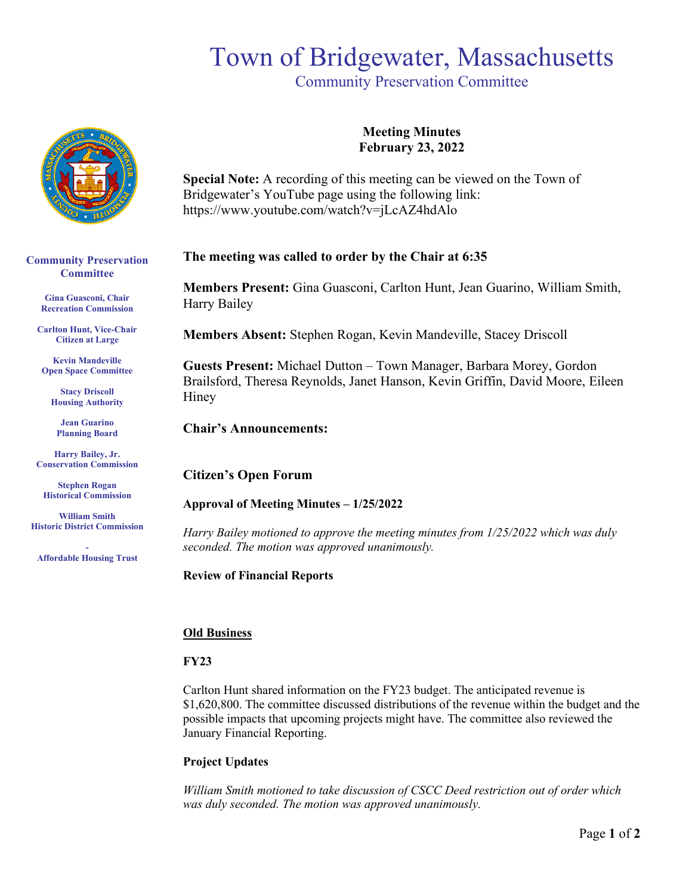# Town of Bridgewater, Massachusetts

Community Preservation Committee

**Community Preservation Committee**

**Gina Guasconi, Chair**
**Recreation Commission**

**Carlton Hunt, Vice-Chair**
**Citizen at Large**

**Kevin Mandeville**
**Open Space Committee**

**Stacy Driscoll**
**Housing Authority**

**Jean Guarino**
**Planning Board**

**Harry Bailey, Jr.**
**Conservation Commission**

**Stephen Rogan**
**Historical Commission**

**William Smith**
**Historic District Commission**

**-**
**Affordable Housing Trust**

## Meeting Minutes
## February 23, 2022

**Special Note:** A recording of this meeting can be viewed on the Town of Bridgewater's YouTube page using the following link: https://www.youtube.com/watch?v=jLcAZ4hdAlo

**The meeting was called to order by the Chair at 6:35**

**Members Present:** Gina Guasconi, Carlton Hunt, Jean Guarino, William Smith, Harry Bailey

**Members Absent:** Stephen Rogan, Kevin Mandeville, Stacey Driscoll

**Guests Present:** Michael Dutton – Town Manager, Barbara Morey, Gordon Brailsford, Theresa Reynolds, Janet Hanson, Kevin Griffin, David Moore, Eileen Hiney

### Chair's Announcements:

### Citizen's Open Forum

**Approval of Meeting Minutes – 1/25/2022**

*Harry Bailey motioned to approve the meeting minutes from 1/25/2022 which was duly seconded. The motion was approved unanimously.*

**Review of Financial Reports**

**Old Business**

**FY23**

Carlton Hunt shared information on the FY23 budget. The anticipated revenue is $1,620,800. The committee discussed distributions of the revenue within the budget and the possible impacts that upcoming projects might have. The committee also reviewed the January Financial Reporting.

**Project Updates**

*William Smith motioned to take discussion of CSCC Deed restriction out of order which was duly seconded. The motion was approved unanimously.*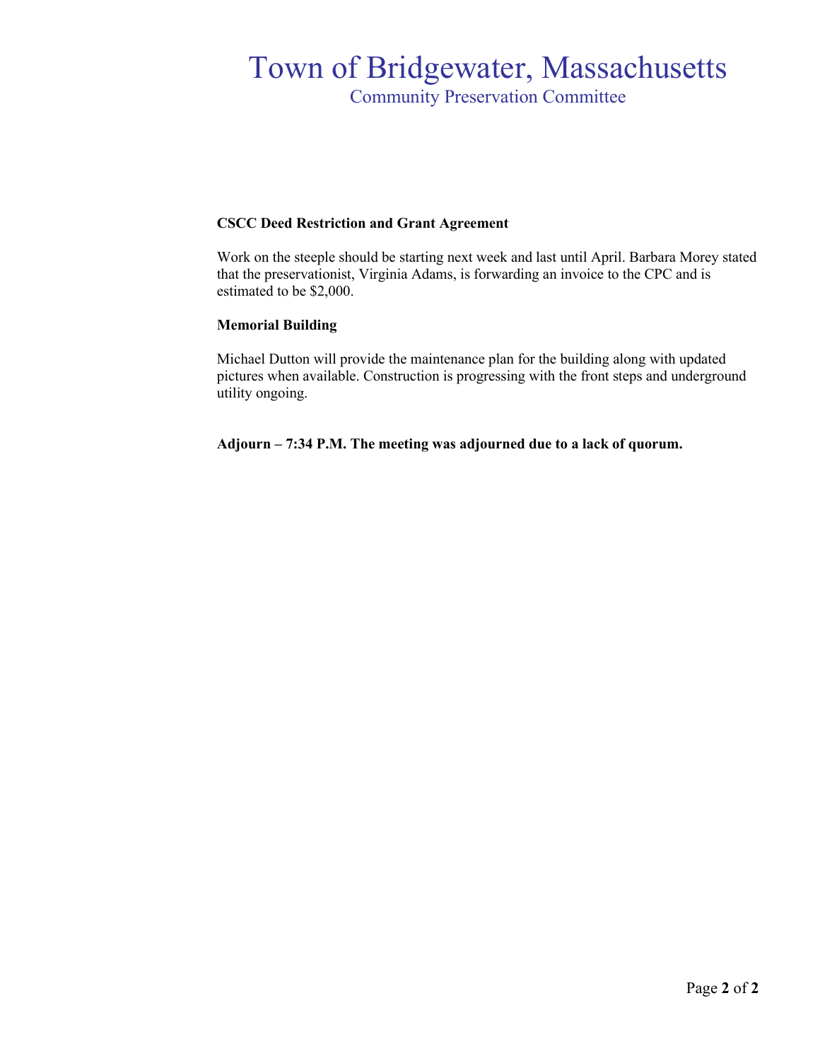**CSCC Deed Restriction and Grant Agreement**

Work on the steeple should be starting next week and last until April. Barbara Morey stated that the preservationist, Virginia Adams, is forwarding an invoice to the CPC and is estimated to be $2,000.

**Memorial Building**

Michael Dutton will provide the maintenance plan for the building along with updated pictures when available. Construction is progressing with the front steps and underground utility ongoing.

**Adjourn – 7:34 P.M. The meeting was adjourned due to a lack of quorum.**